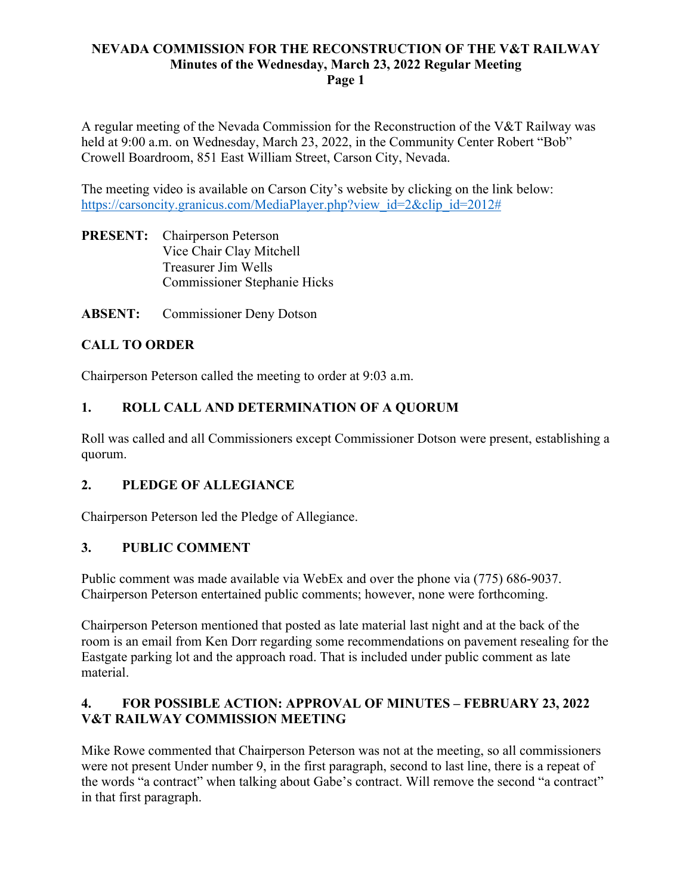**NEVADA COMMISSION FOR THE RECONSTRUCTION OF THE V&T RAILWAY**
**Minutes of the Wednesday, March 23, 2022 Regular Meeting**

A regular meeting of the Nevada Commission for the Reconstruction of the V&T Railway was held at 9:00 a.m. on Wednesday, March 23, 2022, in the Community Center Robert "Bob" Crowell Boardroom, 851 East William Street, Carson City, Nevada.

The meeting video is available on Carson City's website by clicking on the link below:
https://carsoncity.granicus.com/MediaPlayer.php?view_id=2&clip_id=2012#

**PRESENT:** Chairperson Peterson
Vice Chair Clay Mitchell
Treasurer Jim Wells
Commissioner Stephanie Hicks

**ABSENT:** Commissioner Deny Dotson

## CALL TO ORDER

Chairperson Peterson called the meeting to order at 9:03 a.m.

## 1. ROLL CALL AND DETERMINATION OF A QUORUM

Roll was called and all Commissioners except Commissioner Dotson were present, establishing a quorum.

## 2. PLEDGE OF ALLEGIANCE

Chairperson Peterson led the Pledge of Allegiance.

## 3. PUBLIC COMMENT

Public comment was made available via WebEx and over the phone via (775) 686-9037. Chairperson Peterson entertained public comments; however, none were forthcoming.

Chairperson Peterson mentioned that posted as late material last night and at the back of the room is an email from Ken Dorr regarding some recommendations on pavement resealing for the Eastgate parking lot and the approach road. That is included under public comment as late material.

## 4. FOR POSSIBLE ACTION: APPROVAL OF MINUTES – FEBRUARY 23, 2022 V&T RAILWAY COMMISSION MEETING

Mike Rowe commented that Chairperson Peterson was not at the meeting, so all commissioners were not present Under number 9, in the first paragraph, second to last line, there is a repeat of the words "a contract" when talking about Gabe's contract. Will remove the second "a contract" in that first paragraph.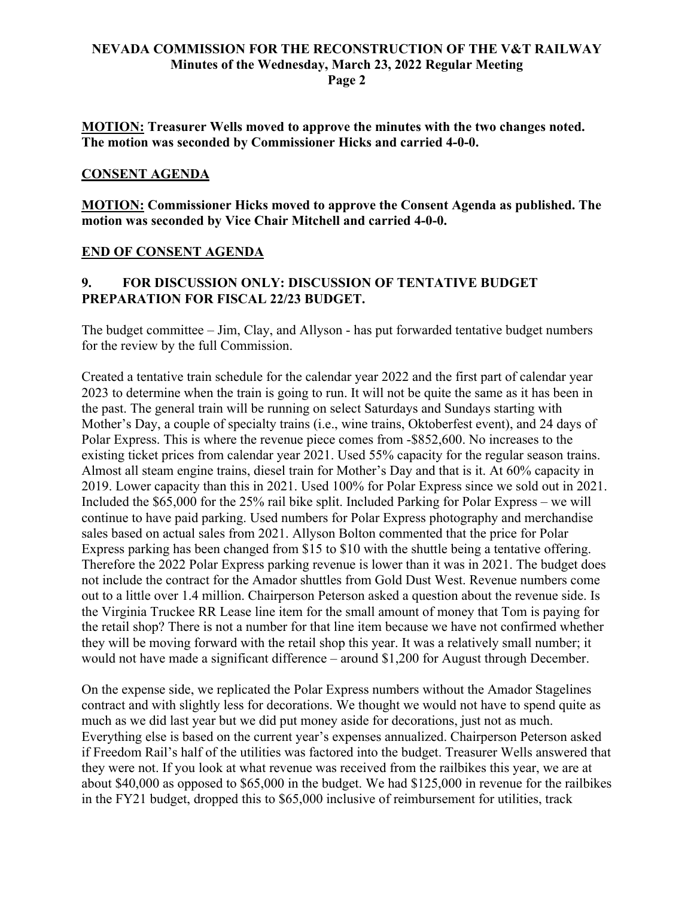**MOTION: Treasurer Wells moved to approve the minutes with the two changes noted. The motion was seconded by Commissioner Hicks and carried 4-0-0.**

## CONSENT AGENDA

**MOTION: Commissioner Hicks moved to approve the Consent Agenda as published. The motion was seconded by Vice Chair Mitchell and carried 4-0-0.**

## END OF CONSENT AGENDA

## 9. FOR DISCUSSION ONLY: DISCUSSION OF TENTATIVE BUDGET PREPARATION FOR FISCAL 22/23 BUDGET.

The budget committee – Jim, Clay, and Allyson - has put forwarded tentative budget numbers for the review by the full Commission.

Created a tentative train schedule for the calendar year 2022 and the first part of calendar year 2023 to determine when the train is going to run. It will not be quite the same as it has been in the past. The general train will be running on select Saturdays and Sundays starting with Mother's Day, a couple of specialty trains (i.e., wine trains, Oktoberfest event), and 24 days of Polar Express. This is where the revenue piece comes from -$852,600. No increases to the existing ticket prices from calendar year 2021. Used 55% capacity for the regular season trains. Almost all steam engine trains, diesel train for Mother's Day and that is it. At 60% capacity in 2019. Lower capacity than this in 2021. Used 100% for Polar Express since we sold out in 2021. Included the $65,000 for the 25% rail bike split. Included Parking for Polar Express – we will continue to have paid parking. Used numbers for Polar Express photography and merchandise sales based on actual sales from 2021. Allyson Bolton commented that the price for Polar Express parking has been changed from $15 to $10 with the shuttle being a tentative offering. Therefore the 2022 Polar Express parking revenue is lower than it was in 2021. The budget does not include the contract for the Amador shuttles from Gold Dust West. Revenue numbers come out to a little over 1.4 million. Chairperson Peterson asked a question about the revenue side. Is the Virginia Truckee RR Lease line item for the small amount of money that Tom is paying for the retail shop? There is not a number for that line item because we have not confirmed whether they will be moving forward with the retail shop this year. It was a relatively small number; it would not have made a significant difference – around $1,200 for August through December.

On the expense side, we replicated the Polar Express numbers without the Amador Stagelines contract and with slightly less for decorations. We thought we would not have to spend quite as much as we did last year but we did put money aside for decorations, just not as much. Everything else is based on the current year's expenses annualized. Chairperson Peterson asked if Freedom Rail's half of the utilities was factored into the budget. Treasurer Wells answered that they were not. If you look at what revenue was received from the railbikes this year, we are at about $40,000 as opposed to $65,000 in the budget. We had $125,000 in revenue for the railbikes in the FY21 budget, dropped this to $65,000 inclusive of reimbursement for utilities, track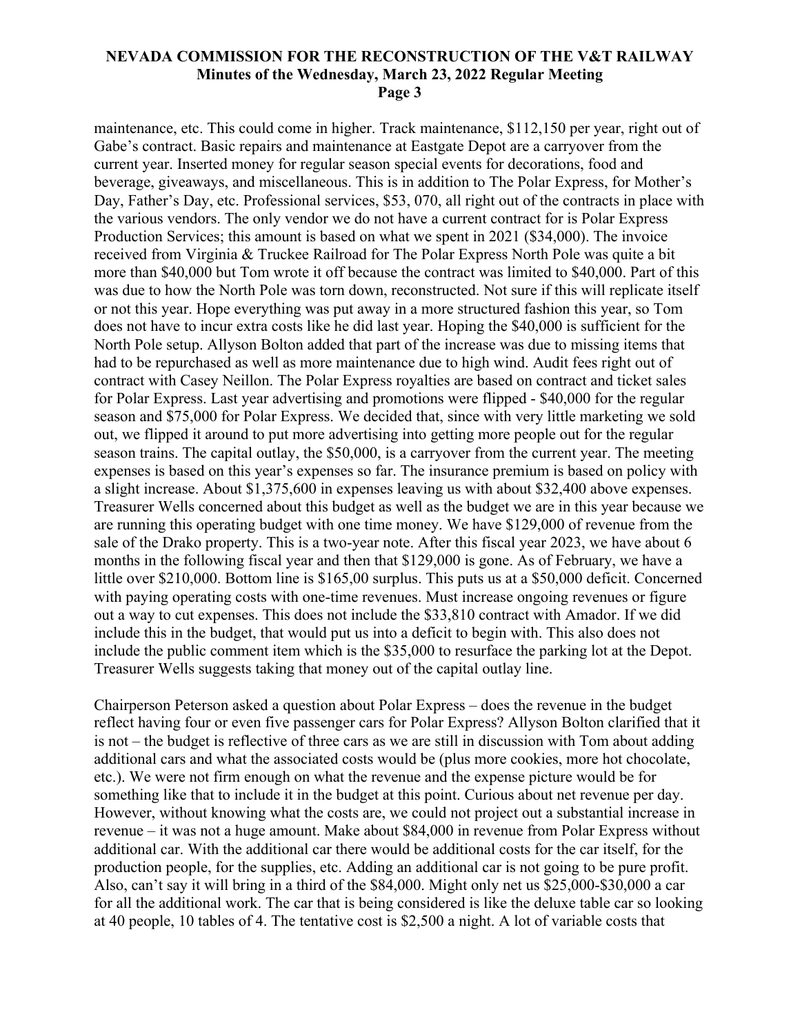maintenance, etc. This could come in higher. Track maintenance, $112,150 per year, right out of Gabe's contract. Basic repairs and maintenance at Eastgate Depot are a carryover from the current year. Inserted money for regular season special events for decorations, food and beverage, giveaways, and miscellaneous. This is in addition to The Polar Express, for Mother's Day, Father's Day, etc. Professional services, $53, 070, all right out of the contracts in place with the various vendors. The only vendor we do not have a current contract for is Polar Express Production Services; this amount is based on what we spent in 2021 ($34,000). The invoice received from Virginia & Truckee Railroad for The Polar Express North Pole was quite a bit more than $40,000 but Tom wrote it off because the contract was limited to $40,000. Part of this was due to how the North Pole was torn down, reconstructed. Not sure if this will replicate itself or not this year. Hope everything was put away in a more structured fashion this year, so Tom does not have to incur extra costs like he did last year. Hoping the $40,000 is sufficient for the North Pole setup. Allyson Bolton added that part of the increase was due to missing items that had to be repurchased as well as more maintenance due to high wind. Audit fees right out of contract with Casey Neillon. The Polar Express royalties are based on contract and ticket sales for Polar Express. Last year advertising and promotions were flipped - $40,000 for the regular season and $75,000 for Polar Express. We decided that, since with very little marketing we sold out, we flipped it around to put more advertising into getting more people out for the regular season trains. The capital outlay, the $50,000, is a carryover from the current year. The meeting expenses is based on this year's expenses so far. The insurance premium is based on policy with a slight increase. About $1,375,600 in expenses leaving us with about $32,400 above expenses. Treasurer Wells concerned about this budget as well as the budget we are in this year because we are running this operating budget with one time money. We have $129,000 of revenue from the sale of the Drako property. This is a two-year note. After this fiscal year 2023, we have about 6 months in the following fiscal year and then that $129,000 is gone. As of February, we have a little over $210,000. Bottom line is $165,00 surplus. This puts us at a $50,000 deficit. Concerned with paying operating costs with one-time revenues. Must increase ongoing revenues or figure out a way to cut expenses. This does not include the $33,810 contract with Amador. If we did include this in the budget, that would put us into a deficit to begin with. This also does not include the public comment item which is the $35,000 to resurface the parking lot at the Depot. Treasurer Wells suggests taking that money out of the capital outlay line.

Chairperson Peterson asked a question about Polar Express – does the revenue in the budget reflect having four or even five passenger cars for Polar Express? Allyson Bolton clarified that it is not – the budget is reflective of three cars as we are still in discussion with Tom about adding additional cars and what the associated costs would be (plus more cookies, more hot chocolate, etc.). We were not firm enough on what the revenue and the expense picture would be for something like that to include it in the budget at this point. Curious about net revenue per day. However, without knowing what the costs are, we could not project out a substantial increase in revenue – it was not a huge amount. Make about $84,000 in revenue from Polar Express without additional car. With the additional car there would be additional costs for the car itself, for the production people, for the supplies, etc. Adding an additional car is not going to be pure profit. Also, can't say it will bring in a third of the $84,000. Might only net us $25,000-$30,000 a car for all the additional work. The car that is being considered is like the deluxe table car so looking at 40 people, 10 tables of 4. The tentative cost is $2,500 a night. A lot of variable costs that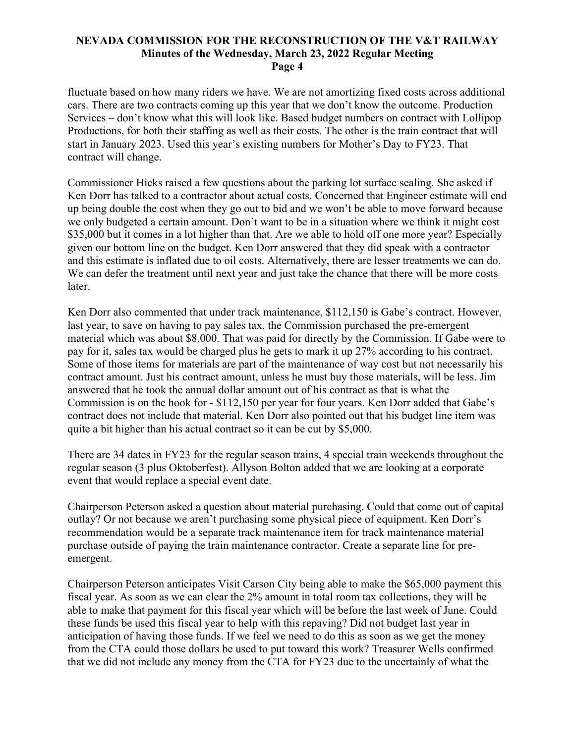fluctuate based on how many riders we have. We are not amortizing fixed costs across additional cars. There are two contracts coming up this year that we don't know the outcome. Production Services – don't know what this will look like. Based budget numbers on contract with Lollipop Productions, for both their staffing as well as their costs. The other is the train contract that will start in January 2023. Used this year's existing numbers for Mother's Day to FY23. That contract will change.

Commissioner Hicks raised a few questions about the parking lot surface sealing. She asked if Ken Dorr has talked to a contractor about actual costs. Concerned that Engineer estimate will end up being double the cost when they go out to bid and we won't be able to move forward because we only budgeted a certain amount. Don't want to be in a situation where we think it might cost $35,000 but it comes in a lot higher than that. Are we able to hold off one more year? Especially given our bottom line on the budget. Ken Dorr answered that they did speak with a contractor and this estimate is inflated due to oil costs. Alternatively, there are lesser treatments we can do. We can defer the treatment until next year and just take the chance that there will be more costs later.

Ken Dorr also commented that under track maintenance, $112,150 is Gabe's contract. However, last year, to save on having to pay sales tax, the Commission purchased the pre-emergent material which was about $8,000. That was paid for directly by the Commission. If Gabe were to pay for it, sales tax would be charged plus he gets to mark it up 27% according to his contract. Some of those items for materials are part of the maintenance of way cost but not necessarily his contract amount. Just his contract amount, unless he must buy those materials, will be less. Jim answered that he took the annual dollar amount out of his contract as that is what the Commission is on the hook for - $112,150 per year for four years. Ken Dorr added that Gabe's contract does not include that material. Ken Dorr also pointed out that his budget line item was quite a bit higher than his actual contract so it can be cut by $5,000.

There are 34 dates in FY23 for the regular season trains, 4 special train weekends throughout the regular season (3 plus Oktoberfest). Allyson Bolton added that we are looking at a corporate event that would replace a special event date.

Chairperson Peterson asked a question about material purchasing. Could that come out of capital outlay? Or not because we aren't purchasing some physical piece of equipment. Ken Dorr's recommendation would be a separate track maintenance item for track maintenance material purchase outside of paying the train maintenance contractor. Create a separate line for pre-emergent.

Chairperson Peterson anticipates Visit Carson City being able to make the $65,000 payment this fiscal year. As soon as we can clear the 2% amount in total room tax collections, they will be able to make that payment for this fiscal year which will be before the last week of June. Could these funds be used this fiscal year to help with this repaving? Did not budget last year in anticipation of having those funds. If we feel we need to do this as soon as we get the money from the CTA could those dollars be used to put toward this work? Treasurer Wells confirmed that we did not include any money from the CTA for FY23 due to the uncertainly of what the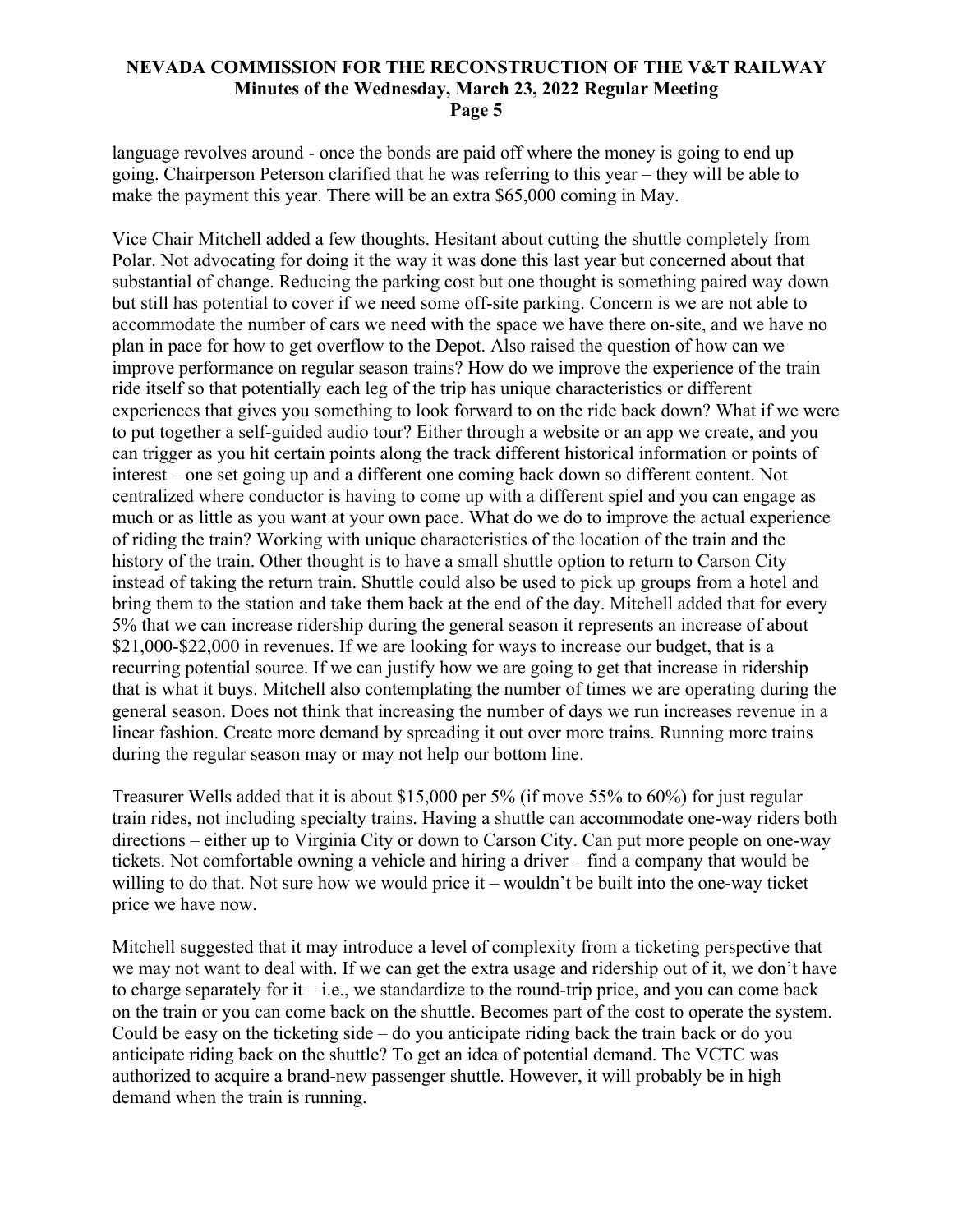language revolves around - once the bonds are paid off where the money is going to end up going. Chairperson Peterson clarified that he was referring to this year – they will be able to make the payment this year. There will be an extra $65,000 coming in May.

Vice Chair Mitchell added a few thoughts. Hesitant about cutting the shuttle completely from Polar. Not advocating for doing it the way it was done this last year but concerned about that substantial of change. Reducing the parking cost but one thought is something paired way down but still has potential to cover if we need some off-site parking. Concern is we are not able to accommodate the number of cars we need with the space we have there on-site, and we have no plan in pace for how to get overflow to the Depot. Also raised the question of how can we improve performance on regular season trains? How do we improve the experience of the train ride itself so that potentially each leg of the trip has unique characteristics or different experiences that gives you something to look forward to on the ride back down? What if we were to put together a self-guided audio tour? Either through a website or an app we create, and you can trigger as you hit certain points along the track different historical information or points of interest – one set going up and a different one coming back down so different content. Not centralized where conductor is having to come up with a different spiel and you can engage as much or as little as you want at your own pace. What do we do to improve the actual experience of riding the train? Working with unique characteristics of the location of the train and the history of the train. Other thought is to have a small shuttle option to return to Carson City instead of taking the return train. Shuttle could also be used to pick up groups from a hotel and bring them to the station and take them back at the end of the day. Mitchell added that for every 5% that we can increase ridership during the general season it represents an increase of about $21,000-$22,000 in revenues. If we are looking for ways to increase our budget, that is a recurring potential source. If we can justify how we are going to get that increase in ridership that is what it buys. Mitchell also contemplating the number of times we are operating during the general season. Does not think that increasing the number of days we run increases revenue in a linear fashion. Create more demand by spreading it out over more trains. Running more trains during the regular season may or may not help our bottom line.

Treasurer Wells added that it is about $15,000 per 5% (if move 55% to 60%) for just regular train rides, not including specialty trains. Having a shuttle can accommodate one-way riders both directions – either up to Virginia City or down to Carson City. Can put more people on one-way tickets. Not comfortable owning a vehicle and hiring a driver – find a company that would be willing to do that. Not sure how we would price it – wouldn't be built into the one-way ticket price we have now.

Mitchell suggested that it may introduce a level of complexity from a ticketing perspective that we may not want to deal with. If we can get the extra usage and ridership out of it, we don't have to charge separately for it – i.e., we standardize to the round-trip price, and you can come back on the train or you can come back on the shuttle. Becomes part of the cost to operate the system. Could be easy on the ticketing side – do you anticipate riding back the train back or do you anticipate riding back on the shuttle? To get an idea of potential demand. The VCTC was authorized to acquire a brand-new passenger shuttle. However, it will probably be in high demand when the train is running.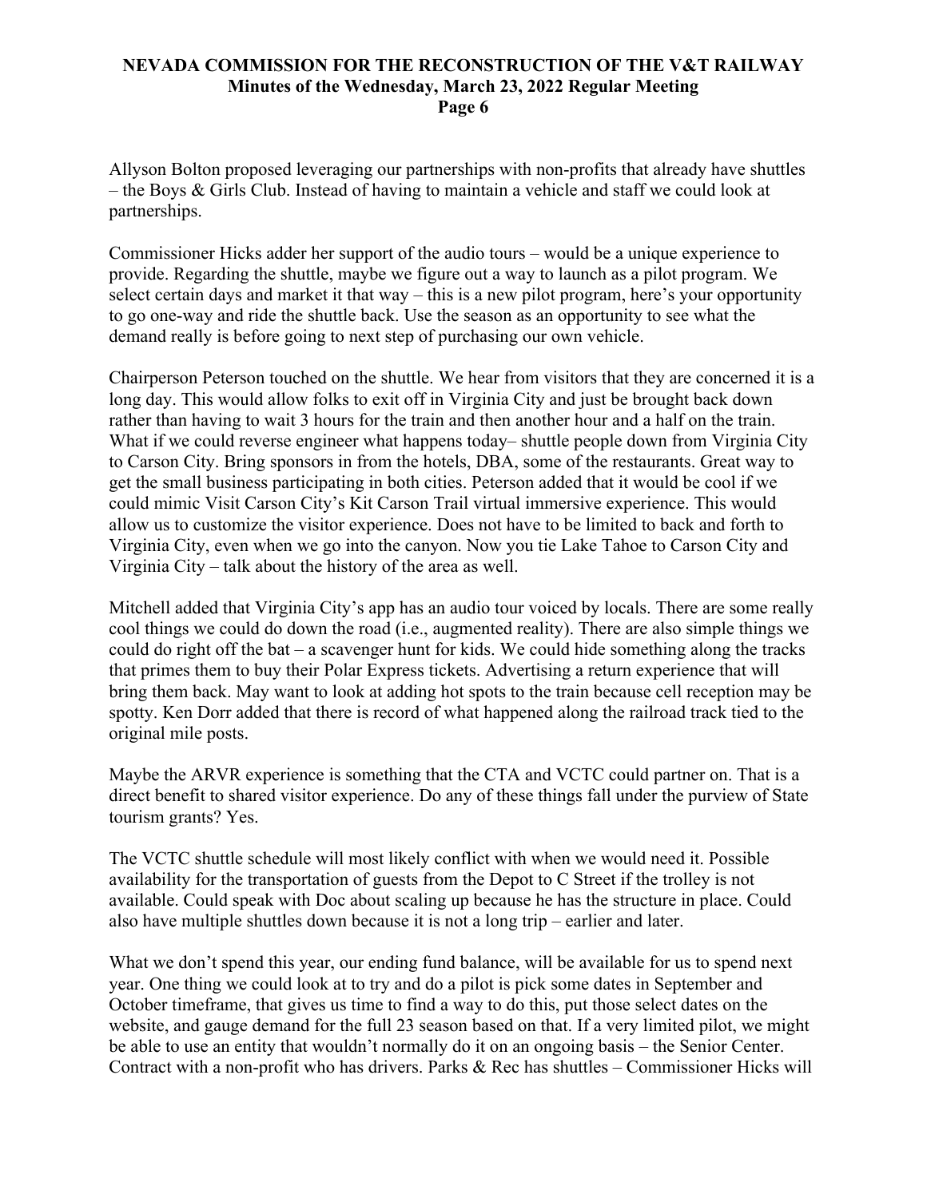Allyson Bolton proposed leveraging our partnerships with non-profits that already have shuttles – the Boys & Girls Club. Instead of having to maintain a vehicle and staff we could look at partnerships.

Commissioner Hicks adder her support of the audio tours – would be a unique experience to provide. Regarding the shuttle, maybe we figure out a way to launch as a pilot program. We select certain days and market it that way – this is a new pilot program, here's your opportunity to go one-way and ride the shuttle back. Use the season as an opportunity to see what the demand really is before going to next step of purchasing our own vehicle.

Chairperson Peterson touched on the shuttle. We hear from visitors that they are concerned it is a long day. This would allow folks to exit off in Virginia City and just be brought back down rather than having to wait 3 hours for the train and then another hour and a half on the train. What if we could reverse engineer what happens today– shuttle people down from Virginia City to Carson City. Bring sponsors in from the hotels, DBA, some of the restaurants. Great way to get the small business participating in both cities. Peterson added that it would be cool if we could mimic Visit Carson City's Kit Carson Trail virtual immersive experience. This would allow us to customize the visitor experience. Does not have to be limited to back and forth to Virginia City, even when we go into the canyon. Now you tie Lake Tahoe to Carson City and Virginia City – talk about the history of the area as well.

Mitchell added that Virginia City's app has an audio tour voiced by locals. There are some really cool things we could do down the road (i.e., augmented reality). There are also simple things we could do right off the bat – a scavenger hunt for kids. We could hide something along the tracks that primes them to buy their Polar Express tickets. Advertising a return experience that will bring them back. May want to look at adding hot spots to the train because cell reception may be spotty. Ken Dorr added that there is record of what happened along the railroad track tied to the original mile posts.

Maybe the ARVR experience is something that the CTA and VCTC could partner on. That is a direct benefit to shared visitor experience. Do any of these things fall under the purview of State tourism grants? Yes.

The VCTC shuttle schedule will most likely conflict with when we would need it. Possible availability for the transportation of guests from the Depot to C Street if the trolley is not available. Could speak with Doc about scaling up because he has the structure in place. Could also have multiple shuttles down because it is not a long trip – earlier and later.

What we don't spend this year, our ending fund balance, will be available for us to spend next year. One thing we could look at to try and do a pilot is pick some dates in September and October timeframe, that gives us time to find a way to do this, put those select dates on the website, and gauge demand for the full 23 season based on that. If a very limited pilot, we might be able to use an entity that wouldn't normally do it on an ongoing basis – the Senior Center. Contract with a non-profit who has drivers. Parks & Rec has shuttles – Commissioner Hicks will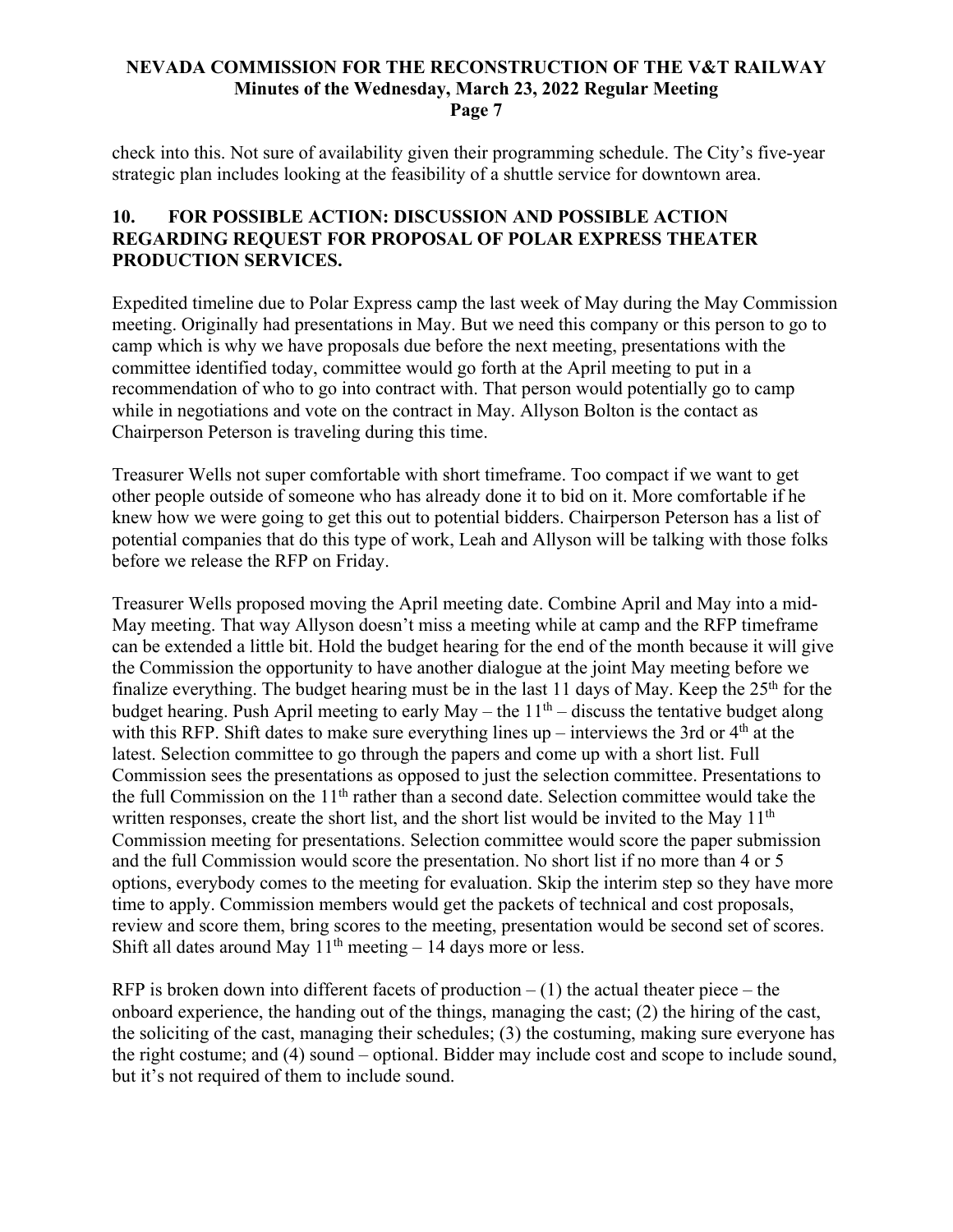check into this. Not sure of availability given their programming schedule. The City's five-year strategic plan includes looking at the feasibility of a shuttle service for downtown area.

## 10. FOR POSSIBLE ACTION: DISCUSSION AND POSSIBLE ACTION REGARDING REQUEST FOR PROPOSAL OF POLAR EXPRESS THEATER PRODUCTION SERVICES.

Expedited timeline due to Polar Express camp the last week of May during the May Commission meeting. Originally had presentations in May. But we need this company or this person to go to camp which is why we have proposals due before the next meeting, presentations with the committee identified today, committee would go forth at the April meeting to put in a recommendation of who to go into contract with. That person would potentially go to camp while in negotiations and vote on the contract in May. Allyson Bolton is the contact as Chairperson Peterson is traveling during this time.

Treasurer Wells not super comfortable with short timeframe. Too compact if we want to get other people outside of someone who has already done it to bid on it. More comfortable if he knew how we were going to get this out to potential bidders. Chairperson Peterson has a list of potential companies that do this type of work, Leah and Allyson will be talking with those folks before we release the RFP on Friday.

Treasurer Wells proposed moving the April meeting date. Combine April and May into a mid-May meeting. That way Allyson doesn't miss a meeting while at camp and the RFP timeframe can be extended a little bit. Hold the budget hearing for the end of the month because it will give the Commission the opportunity to have another dialogue at the joint May meeting before we finalize everything. The budget hearing must be in the last 11 days of May. Keep the 25th for the budget hearing. Push April meeting to early May – the 11th – discuss the tentative budget along with this RFP. Shift dates to make sure everything lines up – interviews the 3rd or 4th at the latest. Selection committee to go through the papers and come up with a short list. Full Commission sees the presentations as opposed to just the selection committee. Presentations to the full Commission on the 11th rather than a second date. Selection committee would take the written responses, create the short list, and the short list would be invited to the May 11th Commission meeting for presentations. Selection committee would score the paper submission and the full Commission would score the presentation. No short list if no more than 4 or 5 options, everybody comes to the meeting for evaluation. Skip the interim step so they have more time to apply. Commission members would get the packets of technical and cost proposals, review and score them, bring scores to the meeting, presentation would be second set of scores. Shift all dates around May 11th meeting – 14 days more or less.

RFP is broken down into different facets of production – (1) the actual theater piece – the onboard experience, the handing out of the things, managing the cast; (2) the hiring of the cast, the soliciting of the cast, managing their schedules; (3) the costuming, making sure everyone has the right costume; and (4) sound – optional. Bidder may include cost and scope to include sound, but it's not required of them to include sound.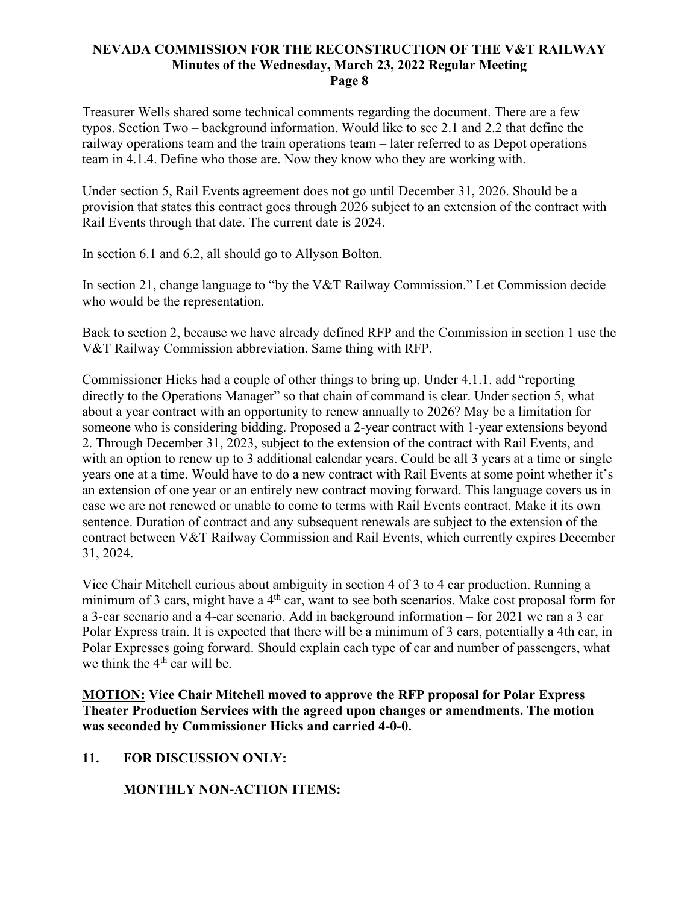Treasurer Wells shared some technical comments regarding the document. There are a few typos. Section Two – background information. Would like to see 2.1 and 2.2 that define the railway operations team and the train operations team – later referred to as Depot operations team in 4.1.4. Define who those are. Now they know who they are working with.

Under section 5, Rail Events agreement does not go until December 31, 2026. Should be a provision that states this contract goes through 2026 subject to an extension of the contract with Rail Events through that date. The current date is 2024.

In section 6.1 and 6.2, all should go to Allyson Bolton.

In section 21, change language to "by the V&T Railway Commission." Let Commission decide who would be the representation.

Back to section 2, because we have already defined RFP and the Commission in section 1 use the V&T Railway Commission abbreviation. Same thing with RFP.

Commissioner Hicks had a couple of other things to bring up. Under 4.1.1. add "reporting directly to the Operations Manager" so that chain of command is clear. Under section 5, what about a year contract with an opportunity to renew annually to 2026? May be a limitation for someone who is considering bidding. Proposed a 2-year contract with 1-year extensions beyond 2. Through December 31, 2023, subject to the extension of the contract with Rail Events, and with an option to renew up to 3 additional calendar years. Could be all 3 years at a time or single years one at a time. Would have to do a new contract with Rail Events at some point whether it's an extension of one year or an entirely new contract moving forward. This language covers us in case we are not renewed or unable to come to terms with Rail Events contract. Make it its own sentence. Duration of contract and any subsequent renewals are subject to the extension of the contract between V&T Railway Commission and Rail Events, which currently expires December 31, 2024.

Vice Chair Mitchell curious about ambiguity in section 4 of 3 to 4 car production. Running a minimum of 3 cars, might have a 4th car, want to see both scenarios. Make cost proposal form for a 3-car scenario and a 4-car scenario. Add in background information – for 2021 we ran a 3 car Polar Express train. It is expected that there will be a minimum of 3 cars, potentially a 4th car, in Polar Expresses going forward. Should explain each type of car and number of passengers, what we think the 4th car will be.

**MOTION: Vice Chair Mitchell moved to approve the RFP proposal for Polar Express Theater Production Services with the agreed upon changes or amendments. The motion was seconded by Commissioner Hicks and carried 4-0-0.**

## 11. FOR DISCUSSION ONLY:

### MONTHLY NON-ACTION ITEMS: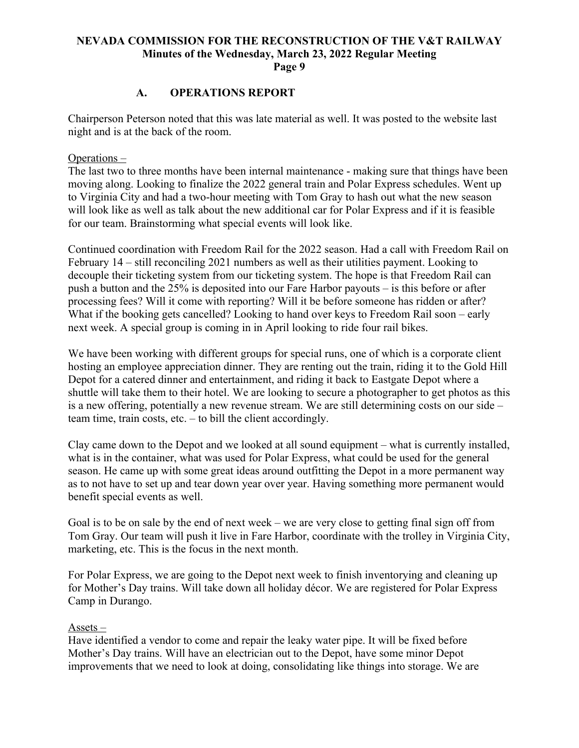### A. OPERATIONS REPORT

Chairperson Peterson noted that this was late material as well. It was posted to the website last night and is at the back of the room.

Operations –

The last two to three months have been internal maintenance - making sure that things have been moving along. Looking to finalize the 2022 general train and Polar Express schedules. Went up to Virginia City and had a two-hour meeting with Tom Gray to hash out what the new season will look like as well as talk about the new additional car for Polar Express and if it is feasible for our team. Brainstorming what special events will look like.

Continued coordination with Freedom Rail for the 2022 season. Had a call with Freedom Rail on February 14 – still reconciling 2021 numbers as well as their utilities payment. Looking to decouple their ticketing system from our ticketing system. The hope is that Freedom Rail can push a button and the 25% is deposited into our Fare Harbor payouts – is this before or after processing fees? Will it come with reporting? Will it be before someone has ridden or after? What if the booking gets cancelled? Looking to hand over keys to Freedom Rail soon – early next week. A special group is coming in in April looking to ride four rail bikes.

We have been working with different groups for special runs, one of which is a corporate client hosting an employee appreciation dinner. They are renting out the train, riding it to the Gold Hill Depot for a catered dinner and entertainment, and riding it back to Eastgate Depot where a shuttle will take them to their hotel. We are looking to secure a photographer to get photos as this is a new offering, potentially a new revenue stream. We are still determining costs on our side – team time, train costs, etc. – to bill the client accordingly.

Clay came down to the Depot and we looked at all sound equipment – what is currently installed, what is in the container, what was used for Polar Express, what could be used for the general season. He came up with some great ideas around outfitting the Depot in a more permanent way as to not have to set up and tear down year over year. Having something more permanent would benefit special events as well.

Goal is to be on sale by the end of next week – we are very close to getting final sign off from Tom Gray. Our team will push it live in Fare Harbor, coordinate with the trolley in Virginia City, marketing, etc. This is the focus in the next month.

For Polar Express, we are going to the Depot next week to finish inventorying and cleaning up for Mother's Day trains. Will take down all holiday décor. We are registered for Polar Express Camp in Durango.

Assets –

Have identified a vendor to come and repair the leaky water pipe. It will be fixed before Mother's Day trains. Will have an electrician out to the Depot, have some minor Depot improvements that we need to look at doing, consolidating like things into storage. We are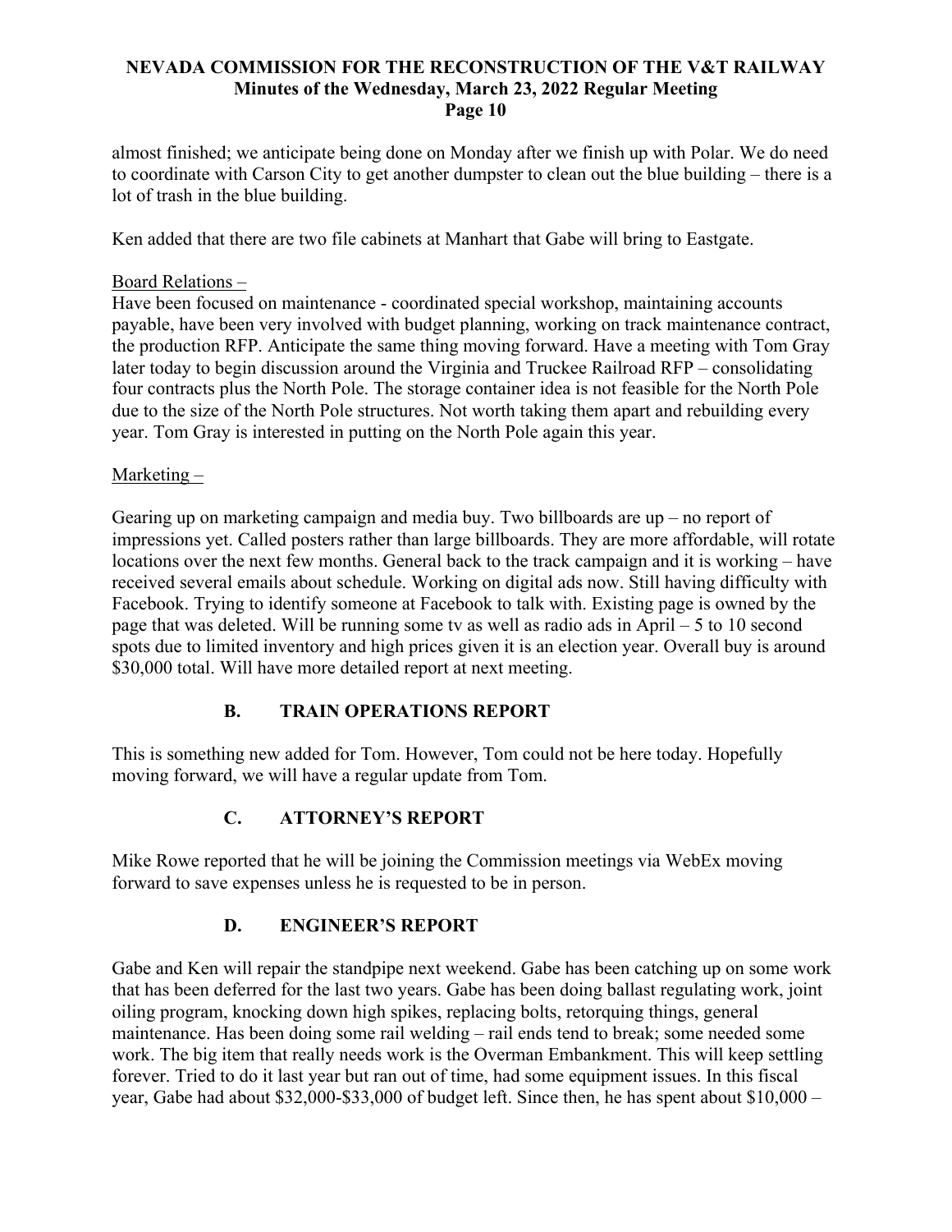almost finished; we anticipate being done on Monday after we finish up with Polar. We do need to coordinate with Carson City to get another dumpster to clean out the blue building – there is a lot of trash in the blue building.

Ken added that there are two file cabinets at Manhart that Gabe will bring to Eastgate.

Board Relations –

Have been focused on maintenance - coordinated special workshop, maintaining accounts payable, have been very involved with budget planning, working on track maintenance contract, the production RFP. Anticipate the same thing moving forward. Have a meeting with Tom Gray later today to begin discussion around the Virginia and Truckee Railroad RFP – consolidating four contracts plus the North Pole. The storage container idea is not feasible for the North Pole due to the size of the North Pole structures. Not worth taking them apart and rebuilding every year. Tom Gray is interested in putting on the North Pole again this year.

Marketing –

Gearing up on marketing campaign and media buy. Two billboards are up – no report of impressions yet. Called posters rather than large billboards. They are more affordable, will rotate locations over the next few months. General back to the track campaign and it is working – have received several emails about schedule. Working on digital ads now. Still having difficulty with Facebook. Trying to identify someone at Facebook to talk with. Existing page is owned by the page that was deleted. Will be running some tv as well as radio ads in April – 5 to 10 second spots due to limited inventory and high prices given it is an election year. Overall buy is around $30,000 total. Will have more detailed report at next meeting.

## B. TRAIN OPERATIONS REPORT

This is something new added for Tom. However, Tom could not be here today. Hopefully moving forward, we will have a regular update from Tom.

## C. ATTORNEY'S REPORT

Mike Rowe reported that he will be joining the Commission meetings via WebEx moving forward to save expenses unless he is requested to be in person.

## D. ENGINEER'S REPORT

Gabe and Ken will repair the standpipe next weekend. Gabe has been catching up on some work that has been deferred for the last two years. Gabe has been doing ballast regulating work, joint oiling program, knocking down high spikes, replacing bolts, retorquing things, general maintenance. Has been doing some rail welding – rail ends tend to break; some needed some work. The big item that really needs work is the Overman Embankment. This will keep settling forever. Tried to do it last year but ran out of time, had some equipment issues. In this fiscal year, Gabe had about $32,000-$33,000 of budget left. Since then, he has spent about $10,000 –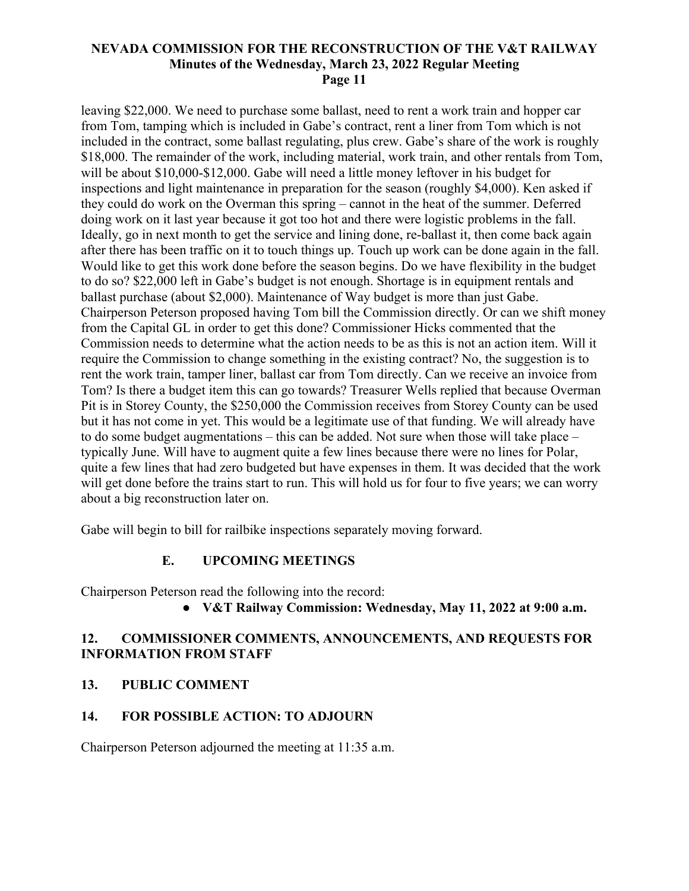leaving $22,000. We need to purchase some ballast, need to rent a work train and hopper car from Tom, tamping which is included in Gabe's contract, rent a liner from Tom which is not included in the contract, some ballast regulating, plus crew. Gabe's share of the work is roughly $18,000. The remainder of the work, including material, work train, and other rentals from Tom, will be about $10,000-$12,000. Gabe will need a little money leftover in his budget for inspections and light maintenance in preparation for the season (roughly $4,000). Ken asked if they could do work on the Overman this spring – cannot in the heat of the summer. Deferred doing work on it last year because it got too hot and there were logistic problems in the fall. Ideally, go in next month to get the service and lining done, re-ballast it, then come back again after there has been traffic on it to touch things up. Touch up work can be done again in the fall. Would like to get this work done before the season begins. Do we have flexibility in the budget to do so? $22,000 left in Gabe's budget is not enough. Shortage is in equipment rentals and ballast purchase (about $2,000). Maintenance of Way budget is more than just Gabe. Chairperson Peterson proposed having Tom bill the Commission directly. Or can we shift money from the Capital GL in order to get this done? Commissioner Hicks commented that the Commission needs to determine what the action needs to be as this is not an action item. Will it require the Commission to change something in the existing contract? No, the suggestion is to rent the work train, tamper liner, ballast car from Tom directly. Can we receive an invoice from Tom? Is there a budget item this can go towards? Treasurer Wells replied that because Overman Pit is in Storey County, the $250,000 the Commission receives from Storey County can be used but it has not come in yet. This would be a legitimate use of that funding. We will already have to do some budget augmentations – this can be added. Not sure when those will take place – typically June. Will have to augment quite a few lines because there were no lines for Polar, quite a few lines that had zero budgeted but have expenses in them. It was decided that the work will get done before the trains start to run. This will hold us for four to five years; we can worry about a big reconstruction later on.

Gabe will begin to bill for railbike inspections separately moving forward.

### E. UPCOMING MEETINGS

Chairperson Peterson read the following into the record:

- **V&T Railway Commission: Wednesday, May 11, 2022 at 9:00 a.m.**

## 12. COMMISSIONER COMMENTS, ANNOUNCEMENTS, AND REQUESTS FOR INFORMATION FROM STAFF

## 13. PUBLIC COMMENT

## 14. FOR POSSIBLE ACTION: TO ADJOURN

Chairperson Peterson adjourned the meeting at 11:35 a.m.